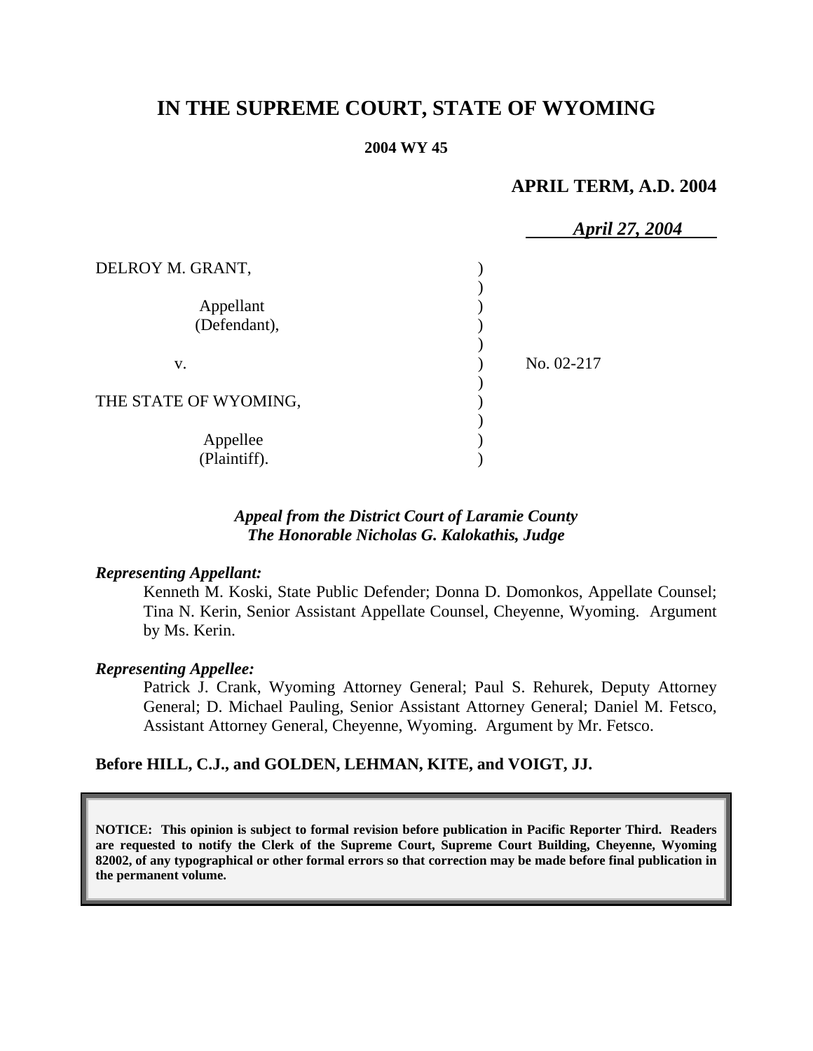# IN THE SUPREME COURT, STATE OF WYOMING

**2004 WY 45**

**APRIL TERM, A.D. 2004**

***April 27, 2004***

| | | |
|---|---|---|
| DELROY M. GRANT, | ) | |
| | ) | |
| Appellant (Defendant), | ) | |
| | ) | |
| v. | ) | No. 02-217 |
| | ) | |
| THE STATE OF WYOMING, | ) | |
| | ) | |
| Appellee (Plaintiff). | ) | |

***Appeal from the District Court of Laramie County***
***The Honorable Nicholas G. Kalokathis, Judge***

***Representing Appellant:***

Kenneth M. Koski, State Public Defender; Donna D. Domonkos, Appellate Counsel; Tina N. Kerin, Senior Assistant Appellate Counsel, Cheyenne, Wyoming. Argument by Ms. Kerin.

***Representing Appellee:***

Patrick J. Crank, Wyoming Attorney General; Paul S. Rehurek, Deputy Attorney General; D. Michael Pauling, Senior Assistant Attorney General; Daniel M. Fetsco, Assistant Attorney General, Cheyenne, Wyoming. Argument by Mr. Fetsco.

**Before HILL, C.J., and GOLDEN, LEHMAN, KITE, and VOIGT, JJ.**

**NOTICE: This opinion is subject to formal revision before publication in Pacific Reporter Third. Readers are requested to notify the Clerk of the Supreme Court, Supreme Court Building, Cheyenne, Wyoming 82002, of any typographical or other formal errors so that correction may be made before final publication in the permanent volume.**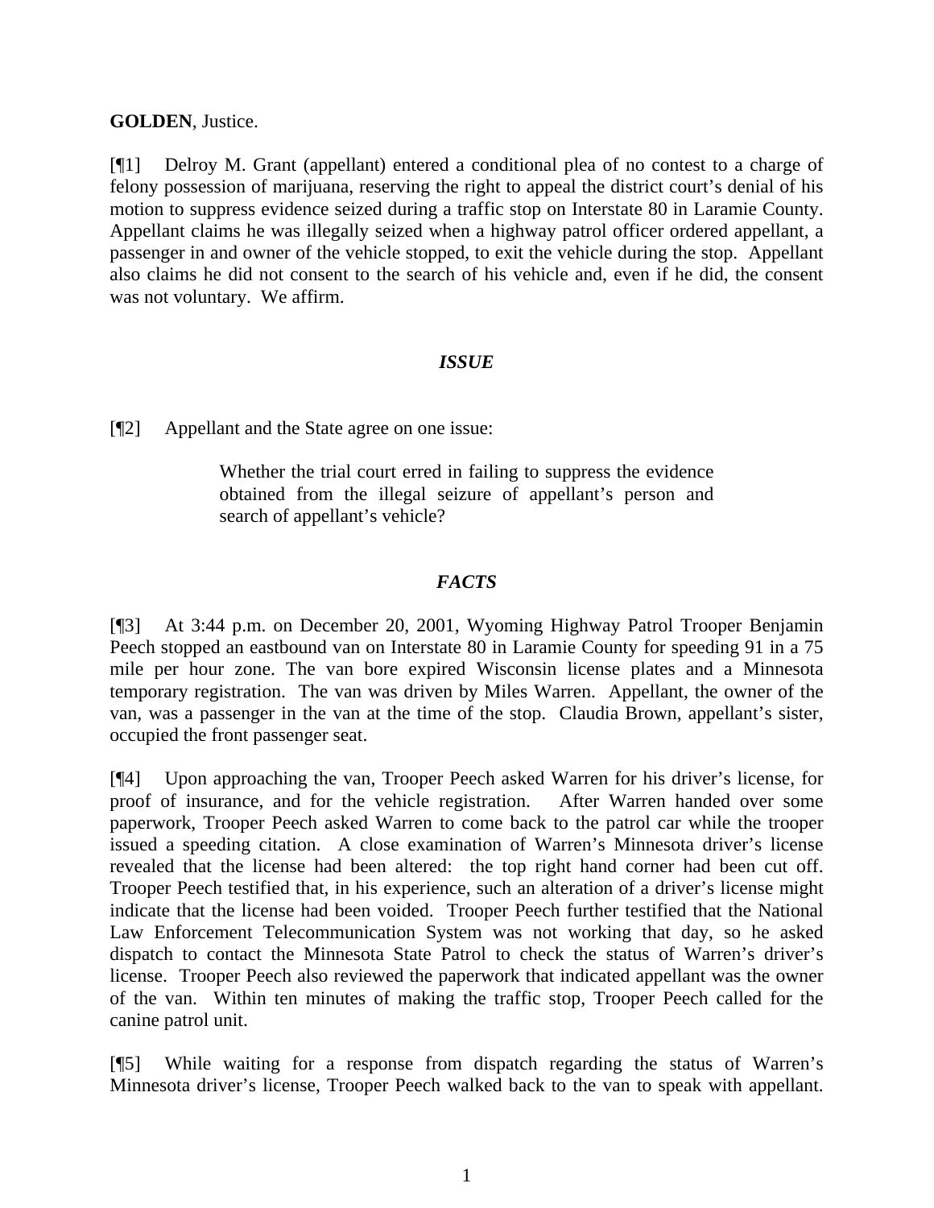**GOLDEN**, Justice.

[¶1] Delroy M. Grant (appellant) entered a conditional plea of no contest to a charge of felony possession of marijuana, reserving the right to appeal the district court's denial of his motion to suppress evidence seized during a traffic stop on Interstate 80 in Laramie County. Appellant claims he was illegally seized when a highway patrol officer ordered appellant, a passenger in and owner of the vehicle stopped, to exit the vehicle during the stop. Appellant also claims he did not consent to the search of his vehicle and, even if he did, the consent was not voluntary. We affirm.

## *ISSUE*

[¶2] Appellant and the State agree on one issue:

> Whether the trial court erred in failing to suppress the evidence obtained from the illegal seizure of appellant's person and search of appellant's vehicle?

## *FACTS*

[¶3] At 3:44 p.m. on December 20, 2001, Wyoming Highway Patrol Trooper Benjamin Peech stopped an eastbound van on Interstate 80 in Laramie County for speeding 91 in a 75 mile per hour zone. The van bore expired Wisconsin license plates and a Minnesota temporary registration. The van was driven by Miles Warren. Appellant, the owner of the van, was a passenger in the van at the time of the stop. Claudia Brown, appellant's sister, occupied the front passenger seat.

[¶4] Upon approaching the van, Trooper Peech asked Warren for his driver's license, for proof of insurance, and for the vehicle registration. After Warren handed over some paperwork, Trooper Peech asked Warren to come back to the patrol car while the trooper issued a speeding citation. A close examination of Warren's Minnesota driver's license revealed that the license had been altered: the top right hand corner had been cut off. Trooper Peech testified that, in his experience, such an alteration of a driver's license might indicate that the license had been voided. Trooper Peech further testified that the National Law Enforcement Telecommunication System was not working that day, so he asked dispatch to contact the Minnesota State Patrol to check the status of Warren's driver's license. Trooper Peech also reviewed the paperwork that indicated appellant was the owner of the van. Within ten minutes of making the traffic stop, Trooper Peech called for the canine patrol unit.

[¶5] While waiting for a response from dispatch regarding the status of Warren's Minnesota driver's license, Trooper Peech walked back to the van to speak with appellant.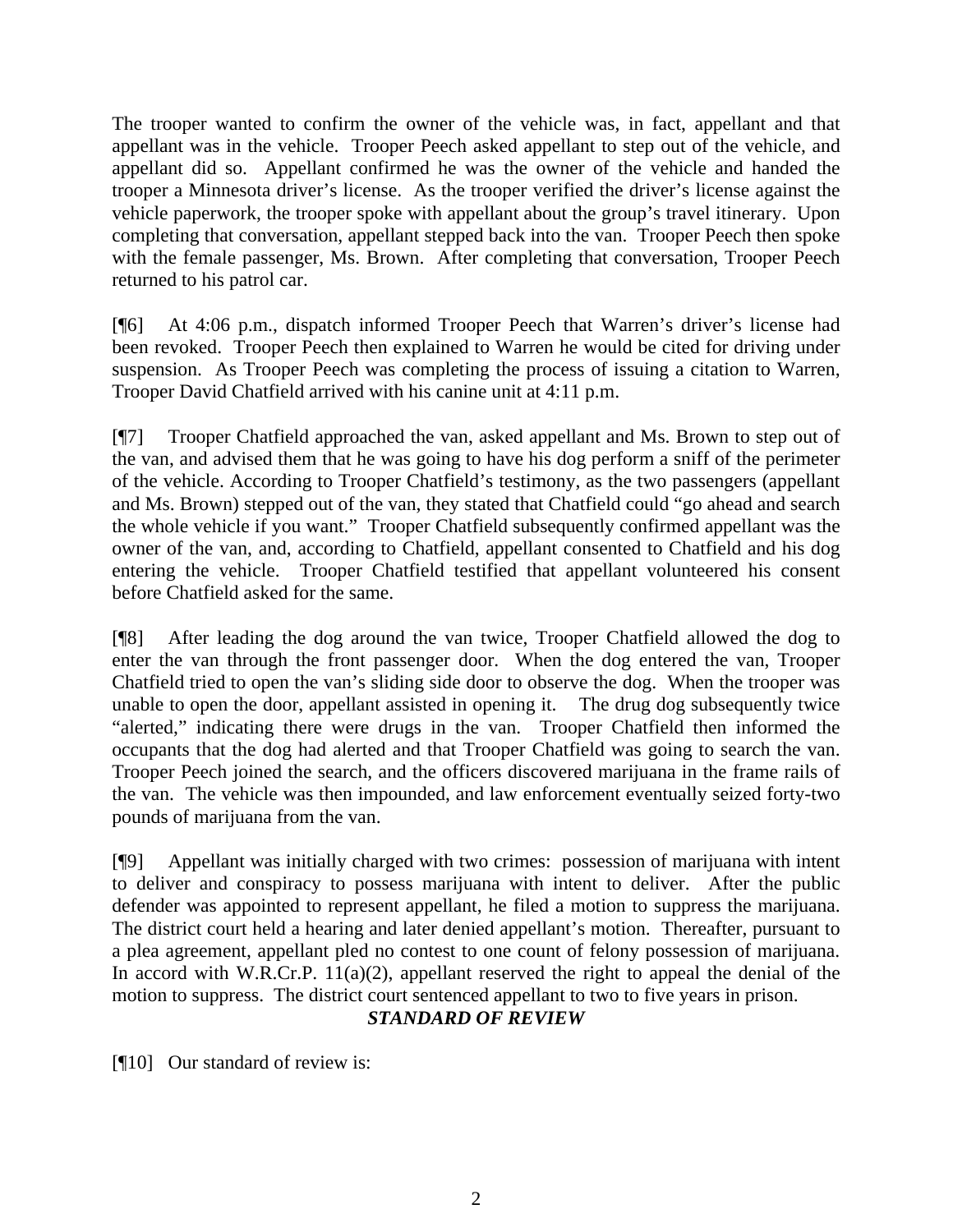The trooper wanted to confirm the owner of the vehicle was, in fact, appellant and that appellant was in the vehicle. Trooper Peech asked appellant to step out of the vehicle, and appellant did so. Appellant confirmed he was the owner of the vehicle and handed the trooper a Minnesota driver's license. As the trooper verified the driver's license against the vehicle paperwork, the trooper spoke with appellant about the group's travel itinerary. Upon completing that conversation, appellant stepped back into the van. Trooper Peech then spoke with the female passenger, Ms. Brown. After completing that conversation, Trooper Peech returned to his patrol car.

[¶6] At 4:06 p.m., dispatch informed Trooper Peech that Warren's driver's license had been revoked. Trooper Peech then explained to Warren he would be cited for driving under suspension. As Trooper Peech was completing the process of issuing a citation to Warren, Trooper David Chatfield arrived with his canine unit at 4:11 p.m.

[¶7] Trooper Chatfield approached the van, asked appellant and Ms. Brown to step out of the van, and advised them that he was going to have his dog perform a sniff of the perimeter of the vehicle. According to Trooper Chatfield's testimony, as the two passengers (appellant and Ms. Brown) stepped out of the van, they stated that Chatfield could "go ahead and search the whole vehicle if you want." Trooper Chatfield subsequently confirmed appellant was the owner of the van, and, according to Chatfield, appellant consented to Chatfield and his dog entering the vehicle. Trooper Chatfield testified that appellant volunteered his consent before Chatfield asked for the same.

[¶8] After leading the dog around the van twice, Trooper Chatfield allowed the dog to enter the van through the front passenger door. When the dog entered the van, Trooper Chatfield tried to open the van's sliding side door to observe the dog. When the trooper was unable to open the door, appellant assisted in opening it. The drug dog subsequently twice "alerted," indicating there were drugs in the van. Trooper Chatfield then informed the occupants that the dog had alerted and that Trooper Chatfield was going to search the van. Trooper Peech joined the search, and the officers discovered marijuana in the frame rails of the van. The vehicle was then impounded, and law enforcement eventually seized forty-two pounds of marijuana from the van.

[¶9] Appellant was initially charged with two crimes: possession of marijuana with intent to deliver and conspiracy to possess marijuana with intent to deliver. After the public defender was appointed to represent appellant, he filed a motion to suppress the marijuana. The district court held a hearing and later denied appellant's motion. Thereafter, pursuant to a plea agreement, appellant pled no contest to one count of felony possession of marijuana. In accord with W.R.Cr.P. 11(a)(2), appellant reserved the right to appeal the denial of the motion to suppress. The district court sentenced appellant to two to five years in prison.

## *STANDARD OF REVIEW*

[¶10] Our standard of review is: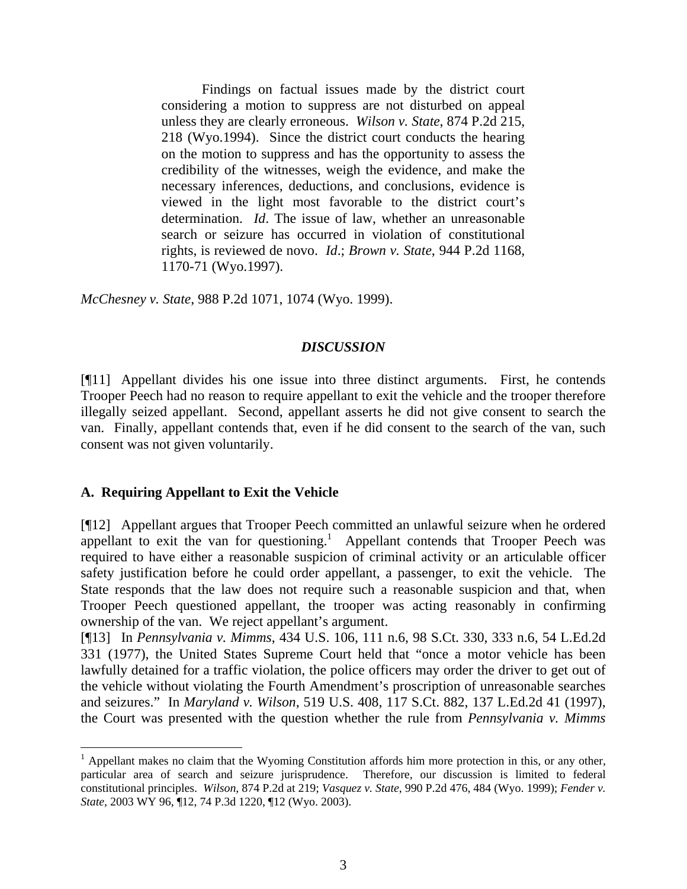> Findings on factual issues made by the district court considering a motion to suppress are not disturbed on appeal unless they are clearly erroneous. *Wilson v. State*, 874 P.2d 215, 218 (Wyo.1994). Since the district court conducts the hearing on the motion to suppress and has the opportunity to assess the credibility of the witnesses, weigh the evidence, and make the necessary inferences, deductions, and conclusions, evidence is viewed in the light most favorable to the district court's determination. *Id*. The issue of law, whether an unreasonable search or seizure has occurred in violation of constitutional rights, is reviewed de novo. *Id*.; *Brown v. State*, 944 P.2d 1168, 1170-71 (Wyo.1997).

*McChesney v. State*, 988 P.2d 1071, 1074 (Wyo. 1999).

## *DISCUSSION*

[¶11] Appellant divides his one issue into three distinct arguments. First, he contends Trooper Peech had no reason to require appellant to exit the vehicle and the trooper therefore illegally seized appellant. Second, appellant asserts he did not give consent to search the van. Finally, appellant contends that, even if he did consent to the search of the van, such consent was not given voluntarily.

### A. Requiring Appellant to Exit the Vehicle

[¶12] Appellant argues that Trooper Peech committed an unlawful seizure when he ordered appellant to exit the van for questioning.[1] Appellant contends that Trooper Peech was required to have either a reasonable suspicion of criminal activity or an articulable officer safety justification before he could order appellant, a passenger, to exit the vehicle. The State responds that the law does not require such a reasonable suspicion and that, when Trooper Peech questioned appellant, the trooper was acting reasonably in confirming ownership of the van. We reject appellant's argument.

[¶13] In *Pennsylvania v. Mimms*, 434 U.S. 106, 111 n.6, 98 S.Ct. 330, 333 n.6, 54 L.Ed.2d 331 (1977), the United States Supreme Court held that "once a motor vehicle has been lawfully detained for a traffic violation, the police officers may order the driver to get out of the vehicle without violating the Fourth Amendment's proscription of unreasonable searches and seizures." In *Maryland v. Wilson*, 519 U.S. 408, 117 S.Ct. 882, 137 L.Ed.2d 41 (1997), the Court was presented with the question whether the rule from *Pennsylvania v. Mimms*

---

[1] Appellant makes no claim that the Wyoming Constitution affords him more protection in this, or any other, particular area of search and seizure jurisprudence. Therefore, our discussion is limited to federal constitutional principles. *Wilson*, 874 P.2d at 219; *Vasquez v. State*, 990 P.2d 476, 484 (Wyo. 1999); *Fender v. State*, 2003 WY 96, ¶12, 74 P.3d 1220, ¶12 (Wyo. 2003).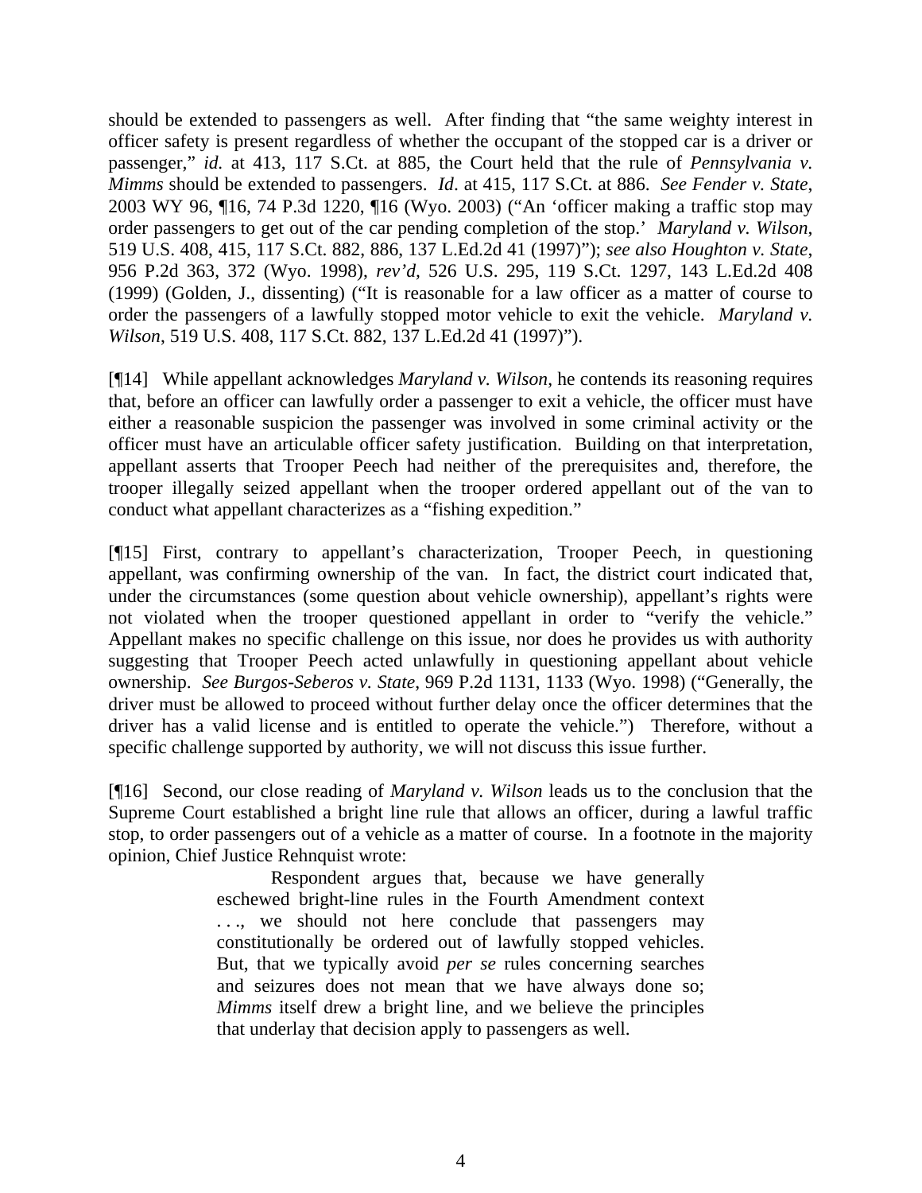should be extended to passengers as well. After finding that "the same weighty interest in officer safety is present regardless of whether the occupant of the stopped car is a driver or passenger," *id.* at 413, 117 S.Ct. at 885, the Court held that the rule of *Pennsylvania v. Mimms* should be extended to passengers. *Id*. at 415, 117 S.Ct. at 886. *See Fender v. State*, 2003 WY 96, ¶16, 74 P.3d 1220, ¶16 (Wyo. 2003) ("An 'officer making a traffic stop may order passengers to get out of the car pending completion of the stop.' *Maryland v. Wilson*, 519 U.S. 408, 415, 117 S.Ct. 882, 886, 137 L.Ed.2d 41 (1997)"); *see also Houghton v. State*, 956 P.2d 363, 372 (Wyo. 1998), *rev'd*, 526 U.S. 295, 119 S.Ct. 1297, 143 L.Ed.2d 408 (1999) (Golden, J., dissenting) ("It is reasonable for a law officer as a matter of course to order the passengers of a lawfully stopped motor vehicle to exit the vehicle. *Maryland v. Wilson*, 519 U.S. 408, 117 S.Ct. 882, 137 L.Ed.2d 41 (1997)").

[¶14] While appellant acknowledges *Maryland v. Wilson*, he contends its reasoning requires that, before an officer can lawfully order a passenger to exit a vehicle, the officer must have either a reasonable suspicion the passenger was involved in some criminal activity or the officer must have an articulable officer safety justification. Building on that interpretation, appellant asserts that Trooper Peech had neither of the prerequisites and, therefore, the trooper illegally seized appellant when the trooper ordered appellant out of the van to conduct what appellant characterizes as a "fishing expedition."

[¶15] First, contrary to appellant's characterization, Trooper Peech, in questioning appellant, was confirming ownership of the van. In fact, the district court indicated that, under the circumstances (some question about vehicle ownership), appellant's rights were not violated when the trooper questioned appellant in order to "verify the vehicle." Appellant makes no specific challenge on this issue, nor does he provides us with authority suggesting that Trooper Peech acted unlawfully in questioning appellant about vehicle ownership. *See Burgos-Seberos v. State*, 969 P.2d 1131, 1133 (Wyo. 1998) ("Generally, the driver must be allowed to proceed without further delay once the officer determines that the driver has a valid license and is entitled to operate the vehicle.") Therefore, without a specific challenge supported by authority, we will not discuss this issue further.

[¶16] Second, our close reading of *Maryland v. Wilson* leads us to the conclusion that the Supreme Court established a bright line rule that allows an officer, during a lawful traffic stop, to order passengers out of a vehicle as a matter of course. In a footnote in the majority opinion, Chief Justice Rehnquist wrote:

> Respondent argues that, because we have generally eschewed bright-line rules in the Fourth Amendment context . . ., we should not here conclude that passengers may constitutionally be ordered out of lawfully stopped vehicles. But, that we typically avoid *per se* rules concerning searches and seizures does not mean that we have always done so; *Mimms* itself drew a bright line, and we believe the principles that underlay that decision apply to passengers as well.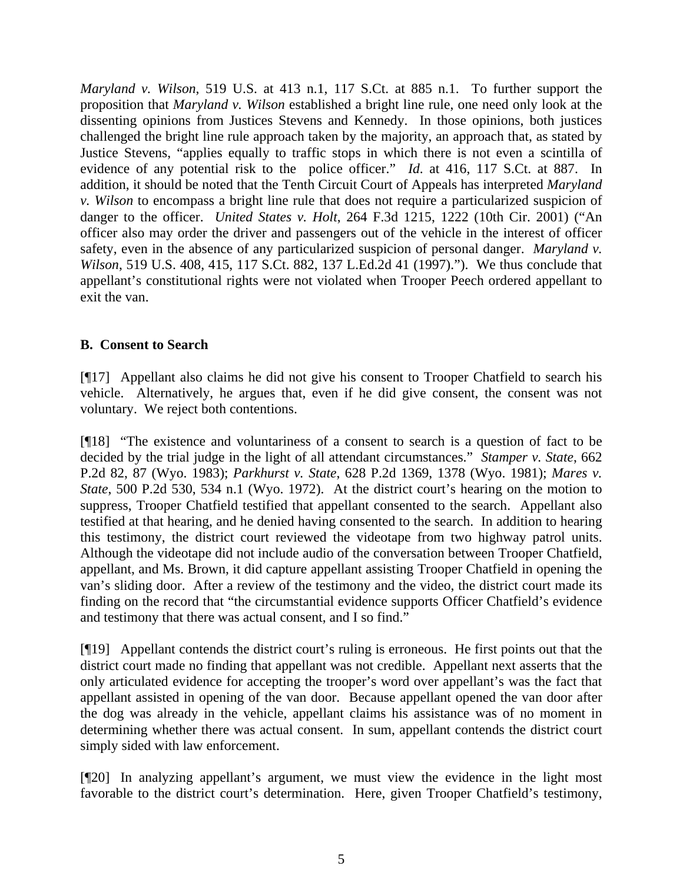*Maryland v. Wilson*, 519 U.S. at 413 n.1, 117 S.Ct. at 885 n.1. To further support the proposition that *Maryland v. Wilson* established a bright line rule, one need only look at the dissenting opinions from Justices Stevens and Kennedy. In those opinions, both justices challenged the bright line rule approach taken by the majority, an approach that, as stated by Justice Stevens, "applies equally to traffic stops in which there is not even a scintilla of evidence of any potential risk to the police officer." *Id.* at 416, 117 S.Ct. at 887. In addition, it should be noted that the Tenth Circuit Court of Appeals has interpreted *Maryland v. Wilson* to encompass a bright line rule that does not require a particularized suspicion of danger to the officer. *United States v. Holt*, 264 F.3d 1215, 1222 (10th Cir. 2001) ("An officer also may order the driver and passengers out of the vehicle in the interest of officer safety, even in the absence of any particularized suspicion of personal danger. *Maryland v. Wilson*, 519 U.S. 408, 415, 117 S.Ct. 882, 137 L.Ed.2d 41 (1997)."). We thus conclude that appellant's constitutional rights were not violated when Trooper Peech ordered appellant to exit the van.

**B. Consent to Search**

[¶17] Appellant also claims he did not give his consent to Trooper Chatfield to search his vehicle. Alternatively, he argues that, even if he did give consent, the consent was not voluntary. We reject both contentions.

[¶18] "The existence and voluntariness of a consent to search is a question of fact to be decided by the trial judge in the light of all attendant circumstances." *Stamper v. State*, 662 P.2d 82, 87 (Wyo. 1983); *Parkhurst v. State*, 628 P.2d 1369, 1378 (Wyo. 1981); *Mares v. State*, 500 P.2d 530, 534 n.1 (Wyo. 1972). At the district court's hearing on the motion to suppress, Trooper Chatfield testified that appellant consented to the search. Appellant also testified at that hearing, and he denied having consented to the search. In addition to hearing this testimony, the district court reviewed the videotape from two highway patrol units. Although the videotape did not include audio of the conversation between Trooper Chatfield, appellant, and Ms. Brown, it did capture appellant assisting Trooper Chatfield in opening the van's sliding door. After a review of the testimony and the video, the district court made its finding on the record that "the circumstantial evidence supports Officer Chatfield's evidence and testimony that there was actual consent, and I so find."

[¶19] Appellant contends the district court's ruling is erroneous. He first points out that the district court made no finding that appellant was not credible. Appellant next asserts that the only articulated evidence for accepting the trooper's word over appellant's was the fact that appellant assisted in opening of the van door. Because appellant opened the van door after the dog was already in the vehicle, appellant claims his assistance was of no moment in determining whether there was actual consent. In sum, appellant contends the district court simply sided with law enforcement.

[¶20] In analyzing appellant's argument, we must view the evidence in the light most favorable to the district court's determination. Here, given Trooper Chatfield's testimony,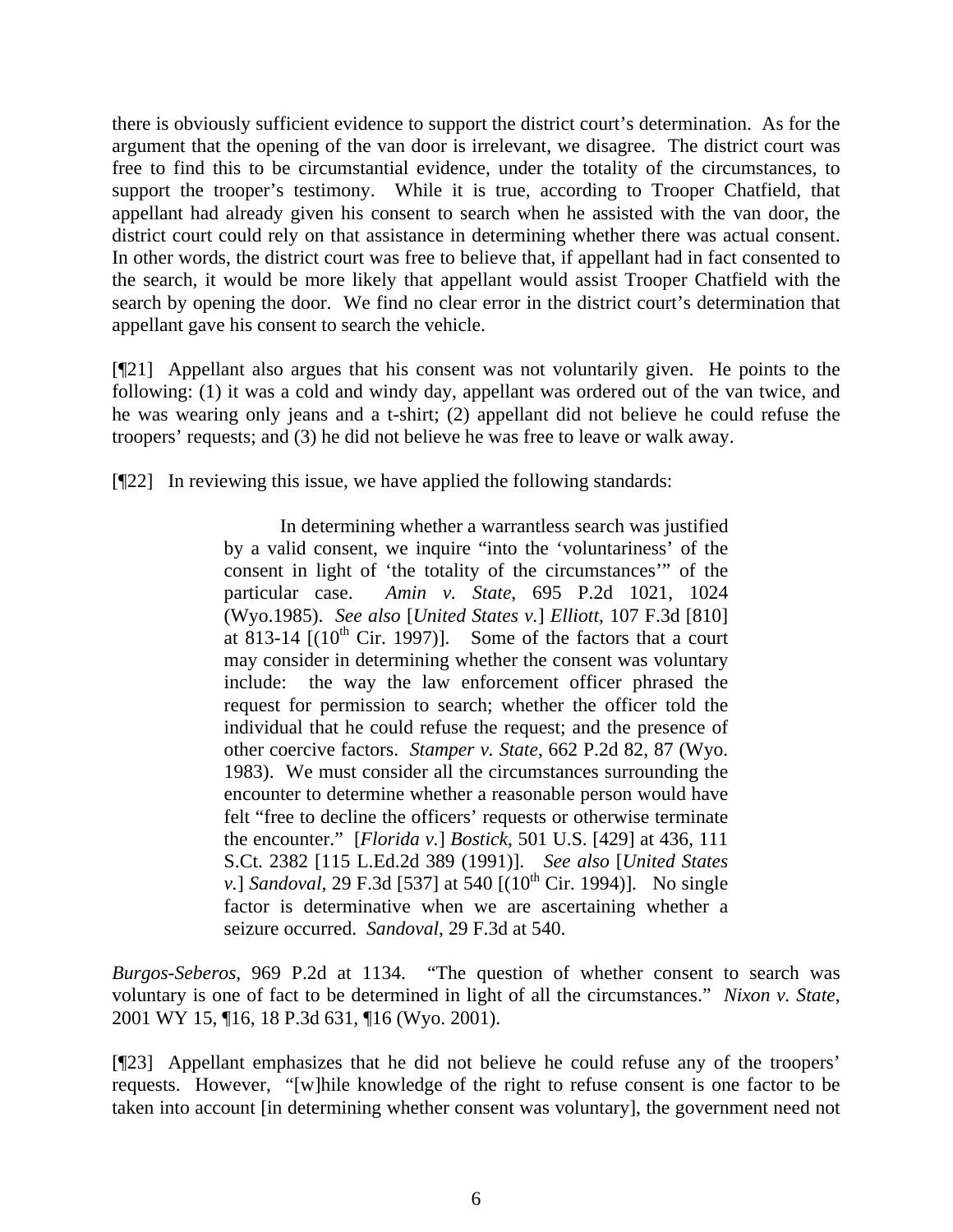there is obviously sufficient evidence to support the district court's determination. As for the argument that the opening of the van door is irrelevant, we disagree. The district court was free to find this to be circumstantial evidence, under the totality of the circumstances, to support the trooper's testimony. While it is true, according to Trooper Chatfield, that appellant had already given his consent to search when he assisted with the van door, the district court could rely on that assistance in determining whether there was actual consent. In other words, the district court was free to believe that, if appellant had in fact consented to the search, it would be more likely that appellant would assist Trooper Chatfield with the search by opening the door. We find no clear error in the district court's determination that appellant gave his consent to search the vehicle.

[¶21] Appellant also argues that his consent was not voluntarily given. He points to the following: (1) it was a cold and windy day, appellant was ordered out of the van twice, and he was wearing only jeans and a t-shirt; (2) appellant did not believe he could refuse the troopers' requests; and (3) he did not believe he was free to leave or walk away.

[¶22] In reviewing this issue, we have applied the following standards:

> In determining whether a warrantless search was justified by a valid consent, we inquire "into the 'voluntariness' of the consent in light of 'the totality of the circumstances'" of the particular case. *Amin v. State*, 695 P.2d 1021, 1024 (Wyo.1985). *See also* [*United States v.*] *Elliott*, 107 F.3d [810] at 813-14 [(10th Cir. 1997)]. Some of the factors that a court may consider in determining whether the consent was voluntary include: the way the law enforcement officer phrased the request for permission to search; whether the officer told the individual that he could refuse the request; and the presence of other coercive factors. *Stamper v. State*, 662 P.2d 82, 87 (Wyo. 1983). We must consider all the circumstances surrounding the encounter to determine whether a reasonable person would have felt "free to decline the officers' requests or otherwise terminate the encounter." [*Florida v.*] *Bostick*, 501 U.S. [429] at 436, 111 S.Ct. 2382 [115 L.Ed.2d 389 (1991)]. *See also* [*United States v.*] *Sandoval*, 29 F.3d [537] at 540 [(10th Cir. 1994)]. No single factor is determinative when we are ascertaining whether a seizure occurred. *Sandoval*, 29 F.3d at 540.

*Burgos-Seberos*, 969 P.2d at 1134. "The question of whether consent to search was voluntary is one of fact to be determined in light of all the circumstances." *Nixon v. State*, 2001 WY 15, ¶16, 18 P.3d 631, ¶16 (Wyo. 2001).

[¶23] Appellant emphasizes that he did not believe he could refuse any of the troopers' requests. However, "[w]hile knowledge of the right to refuse consent is one factor to be taken into account [in determining whether consent was voluntary], the government need not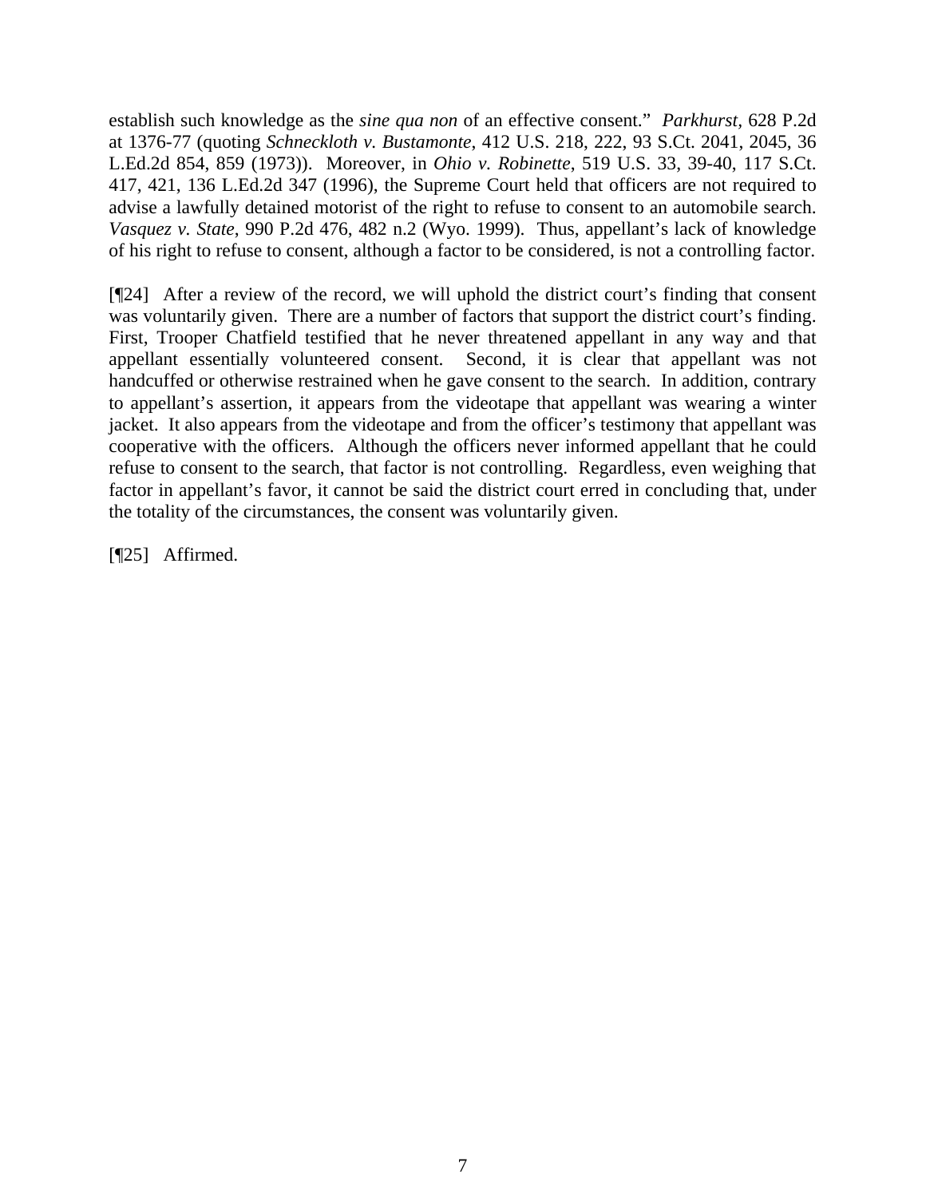establish such knowledge as the *sine qua non* of an effective consent." *Parkhurst*, 628 P.2d at 1376-77 (quoting *Schneckloth v. Bustamonte*, 412 U.S. 218, 222, 93 S.Ct. 2041, 2045, 36 L.Ed.2d 854, 859 (1973)). Moreover, in *Ohio v. Robinette*, 519 U.S. 33, 39-40, 117 S.Ct. 417, 421, 136 L.Ed.2d 347 (1996), the Supreme Court held that officers are not required to advise a lawfully detained motorist of the right to refuse to consent to an automobile search. *Vasquez v. State*, 990 P.2d 476, 482 n.2 (Wyo. 1999). Thus, appellant's lack of knowledge of his right to refuse to consent, although a factor to be considered, is not a controlling factor.

[¶24] After a review of the record, we will uphold the district court's finding that consent was voluntarily given. There are a number of factors that support the district court's finding. First, Trooper Chatfield testified that he never threatened appellant in any way and that appellant essentially volunteered consent. Second, it is clear that appellant was not handcuffed or otherwise restrained when he gave consent to the search. In addition, contrary to appellant's assertion, it appears from the videotape that appellant was wearing a winter jacket. It also appears from the videotape and from the officer's testimony that appellant was cooperative with the officers. Although the officers never informed appellant that he could refuse to consent to the search, that factor is not controlling. Regardless, even weighing that factor in appellant's favor, it cannot be said the district court erred in concluding that, under the totality of the circumstances, the consent was voluntarily given.

[¶25] Affirmed.